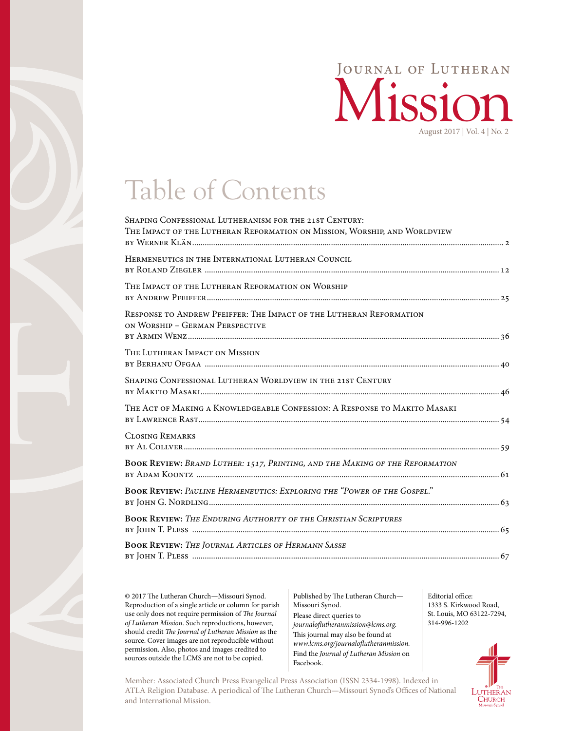# Journal of Lutheran Mission

August 2017 | Vol. 4 | No. 2

## Table of Contents

Shaping Confessional Lutheranism for the 21st Century: The Impact of the Lutheran Reformation on Mission, Worship, and Worldview
by Werner Klän ........ 2

Hermeneutics in the International Lutheran Council
by Roland Ziegler ........ 12

The Impact of the Lutheran Reformation on Worship
by Andrew Pfeiffer ........ 25

Response to Andrew Pfeiffer: The Impact of the Lutheran Reformation on Worship – German Perspective
by Armin Wenz ........ 36

The Lutheran Impact on Mission
by Berhanu Ofgaa ........ 40

Shaping Confessional Lutheran Worldview in the 21st Century
by Makito Masaki ........ 46

The Act of Making a Knowledgeable Confession: A Response to Makito Masaki
by Lawrence Rast ........ 54

Closing Remarks
by Al Collver ........ 59

**Book Review:** *Brand Luther: 1517, Printing, and the Making of the Reformation*
by Adam Koontz ........ 61

**Book Review:** *Pauline Hermeneutics: Exploring the "Power of the Gospel."*
by John G. Nordling ........ 63

**Book Review:** *The Enduring Authority of the Christian Scriptures*
by John T. Pless ........ 65

**Book Review:** *The Journal Articles of Hermann Sasse*
by John T. Pless ........ 67

© 2017 The Lutheran Church—Missouri Synod. Reproduction of a single article or column for parish use only does not require permission of *The Journal of Lutheran Mission*. Such reproductions, however, should credit *The Journal of Lutheran Mission* as the source. Cover images are not reproducible without permission. Also, photos and images credited to sources outside the LCMS are not to be copied.

Published by The Lutheran Church—Missouri Synod.
Please direct queries to *journalofluthermission@lcms.org.*
This journal may also be found at *www.lcms.org/journalofluthermission.*
Find the *Journal of Lutheran Mission* on Facebook.

Editorial office:
1333 S. Kirkwood Road,
St. Louis, MO 63122-7294,
314-996-1202

Member: Associated Church Press Evangelical Press Association (ISSN 2334-1998). Indexed in ATLA Religion Database. A periodical of The Lutheran Church—Missouri Synod's Offices of National and International Mission.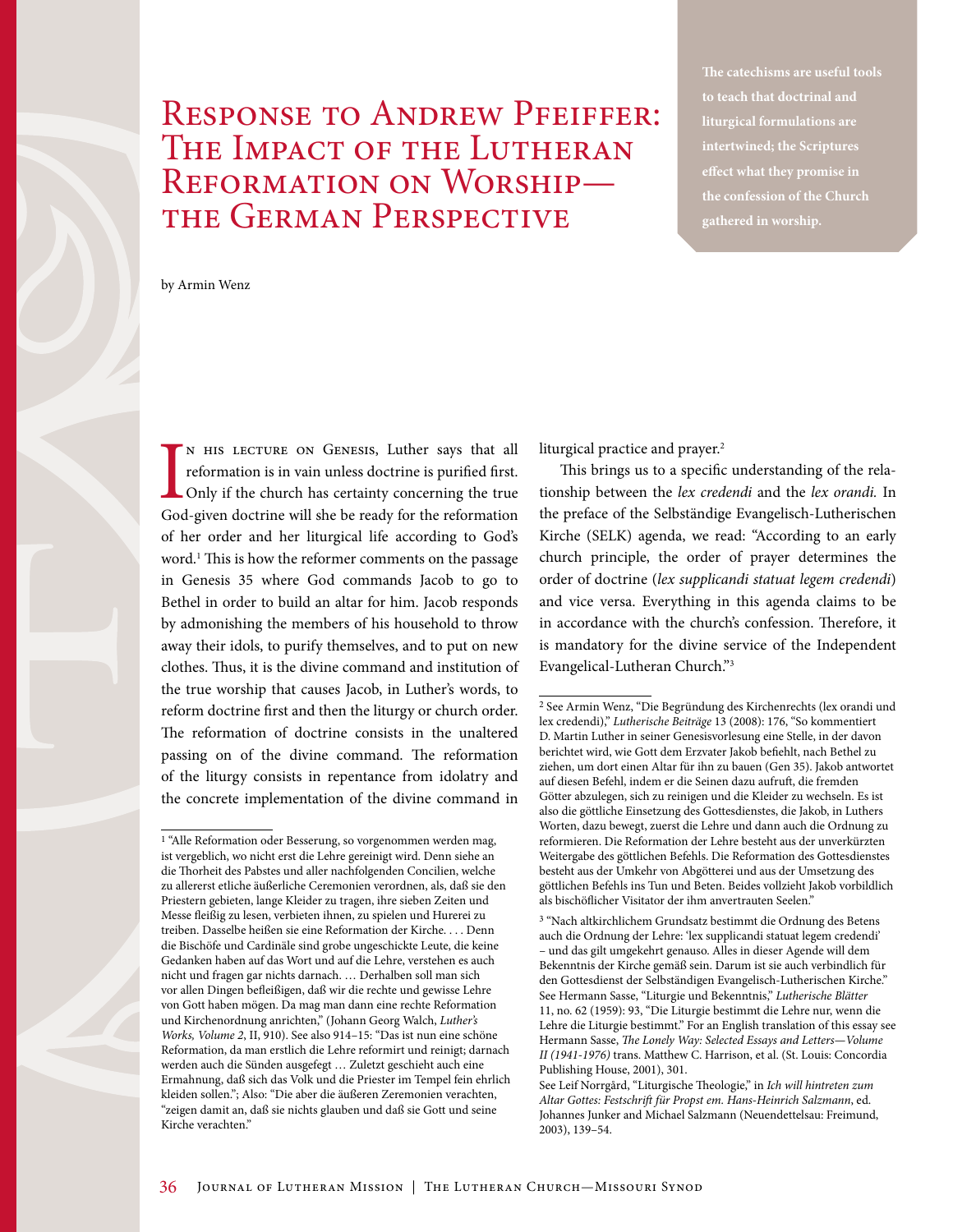# Response to Andrew Pfeiffer: The Impact of the Lutheran Reformation on Worship—the German Perspective

**The catechisms are useful tools to teach that doctrinal and liturgical formulations are intertwined; the Scriptures effect what they promise in the confession of the Church gathered in worship.**

by Armin Wenz

In his lecture on Genesis, Luther says that all reformation is in vain unless doctrine is purified first. Only if the church has certainty concerning the true God-given doctrine will she be ready for the reformation of her order and her liturgical life according to God's word.[1] This is how the reformer comments on the passage in Genesis 35 where God commands Jacob to go to Bethel in order to build an altar for him. Jacob responds by admonishing the members of his household to throw away their idols, to purify themselves, and to put on new clothes. Thus, it is the divine command and institution of the true worship that causes Jacob, in Luther's words, to reform doctrine first and then the liturgy or church order. The reformation of doctrine consists in the unaltered passing on of the divine command. The reformation of the liturgy consists in repentance from idolatry and the concrete implementation of the divine command in liturgical practice and prayer.[2]

This brings us to a specific understanding of the relationship between the *lex credendi* and the *lex orandi.* In the preface of the Selbständige Evangelisch-Lutherischen Kirche (SELK) agenda, we read: "According to an early church principle, the order of prayer determines the order of doctrine (*lex supplicandi statuat legem credendi*) and vice versa. Everything in this agenda claims to be in accordance with the church's confession. Therefore, it is mandatory for the divine service of the Independent Evangelical-Lutheran Church."[3]

---

[1] "Alle Reformation oder Besserung, so vorgenommen werden mag, ist vergeblich, wo nicht erst die Lehre gereinigt wird. Denn siehe an die Thorheit des Pabstes und aller nachfolgenden Concilien, welche zu allererst etliche äußerliche Ceremonien verordnen, als, daß sie den Priestern gebieten, lange Kleider zu tragen, ihre sieben Zeiten und Messe fleißig zu lesen, verbieten ihnen, zu spielen und Hurerei zu treiben. Dasselbe heißen sie eine Reformation der Kirche. . . . Denn die Bischöfe und Cardinäle sind grobe ungeschickte Leute, die keine Gedanken haben auf das Wort und auf die Lehre, verstehen es auch nicht und fragen gar nichts darnach. … Derhalben soll man sich vor allen Dingen befleißigen, daß wir die rechte und gewisse Lehre von Gott haben mögen. Da mag man dann eine rechte Reformation und Kirchenordnung anrichten," (Johann Georg Walch, *Luther's Works, Volume 2*, II, 910). See also 914–15: "Das ist nun eine schöne Reformation, da man erstlich die Lehre reformirt und reinigt; darnach werden auch die Sünden ausgefegt … Zuletzt geschieht auch eine Ermahnung, daß sich das Volk und die Priester im Tempel fein ehrlich kleiden sollen."; Also: "Die aber die äußeren Zeremonien verachten, "zeigen damit an, daß sie nichts glauben und daß sie Gott und seine Kirche verachten."

[2] See Armin Wenz, "Die Begründung des Kirchenrechts (lex orandi und lex credendi)," *Lutherische Beiträge* 13 (2008): 176, "So kommentiert D. Martin Luther in seiner Genesisvorlesung eine Stelle, in der davon berichtet wird, wie Gott dem Erzvater Jakob befiehlt, nach Bethel zu ziehen, um dort einen Altar für ihn zu bauen (Gen 35). Jakob antwortet auf diesen Befehl, indem er die Seinen dazu aufruft, die fremden Götter abzulegen, sich zu reinigen und die Kleider zu wechseln. Es ist also die göttliche Einsetzung des Gottesdienstes, die Jakob, in Luthers Worten, dazu bewegt, zuerst die Lehre und dann auch die Ordnung zu reformieren. Die Reformation der Lehre besteht aus der unverkürzten Weitergabe des göttlichen Befehls. Die Reformation des Gottesdienstes besteht aus der Umkehr von Abgötterei und aus der Umsetzung des göttlichen Befehls ins Tun und Beten. Beides vollzieht Jakob vorbildlich als bischöflicher Visitator der ihm anvertrauten Seelen."

[3] "Nach altkirchlichem Grundsatz bestimmt die Ordnung des Betens auch die Ordnung der Lehre: 'lex supplicandi statuat legem credendi' – und das gilt umgekehrt genauso. Alles in dieser Agende will dem Bekenntnis der Kirche gemäß sein. Darum ist sie auch verbindlich für den Gottesdienst der Selbständigen Evangelisch-Lutherischen Kirche." See Hermann Sasse, "Liturgie und Bekenntnis," *Lutherische Blätter* 11, no. 62 (1959): 93, "Die Liturgie bestimmt die Lehre nur, wenn die Lehre die Liturgie bestimmt." For an English translation of this essay see Hermann Sasse, *The Lonely Way: Selected Essays and Letters—Volume II (1941-1976)* trans. Matthew C. Harrison, et al. (St. Louis: Concordia Publishing House, 2001), 301.

See Leif Norrgård, "Liturgische Theologie," in *Ich will hintreten zum Altar Gottes: Festschrift für Propst em. Hans-Heinrich Salzmann*, ed. Johannes Junker and Michael Salzmann (Neuendettelsau: Freimund, 2003), 139–54.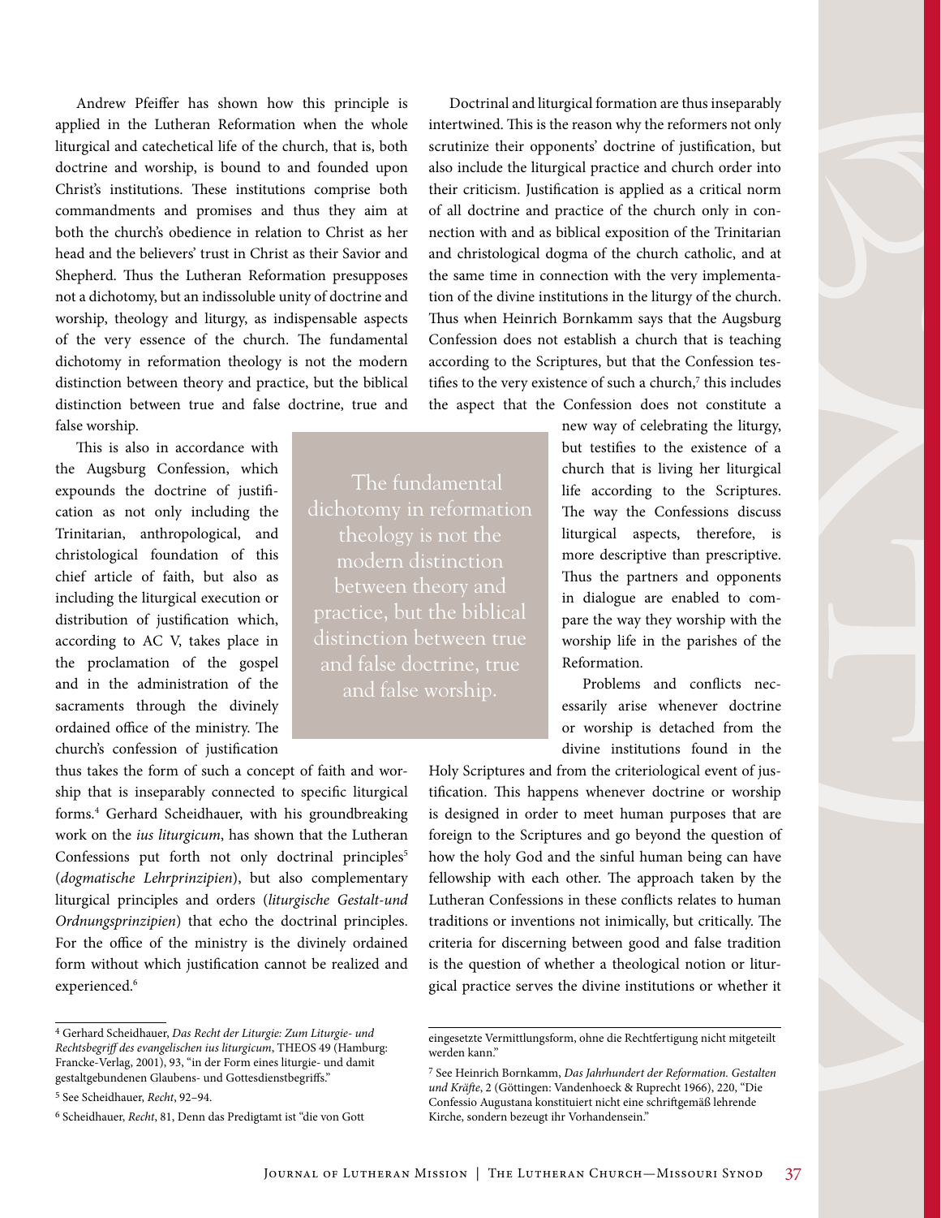Andrew Pfeiffer has shown how this principle is applied in the Lutheran Reformation when the whole liturgical and catechetical life of the church, that is, both doctrine and worship, is bound to and founded upon Christ's institutions. These institutions comprise both commandments and promises and thus they aim at both the church's obedience in relation to Christ as her head and the believers' trust in Christ as their Savior and Shepherd. Thus the Lutheran Reformation presupposes not a dichotomy, but an indissoluble unity of doctrine and worship, theology and liturgy, as indispensable aspects of the very essence of the church. The fundamental dichotomy in reformation theology is not the modern distinction between theory and practice, but the biblical distinction between true and false doctrine, true and false worship.

This is also in accordance with the Augsburg Confession, which expounds the doctrine of justification as not only including the Trinitarian, anthropological, and christological foundation of this chief article of faith, but also as including the liturgical execution or distribution of justification which, according to AC V, takes place in the proclamation of the gospel and in the administration of the sacraments through the divinely ordained office of the ministry. The church's confession of justification thus takes the form of such a concept of faith and worship that is inseparably connected to specific liturgical forms.[4] Gerhard Scheidhauer, with his groundbreaking work on the *ius liturgicum*, has shown that the Lutheran Confessions put forth not only doctrinal principles[5] (*dogmatische Lehrprinzipien*), but also complementary liturgical principles and orders (*liturgische Gestalt-und Ordnungsprinzipien*) that echo the doctrinal principles. For the office of the ministry is the divinely ordained form without which justification cannot be realized and experienced.[6]

> The fundamental dichotomy in reformation theology is not the modern distinction between theory and practice, but the biblical distinction between true and false doctrine, true and false worship.

Doctrinal and liturgical formation are thus inseparably intertwined. This is the reason why the reformers not only scrutinize their opponents' doctrine of justification, but also include the liturgical practice and church order into their criticism. Justification is applied as a critical norm of all doctrine and practice of the church only in connection with and as biblical exposition of the Trinitarian and christological dogma of the church catholic, and at the same time in connection with the very implementation of the divine institutions in the liturgy of the church. Thus when Heinrich Bornkamm says that the Augsburg Confession does not establish a church that is teaching according to the Scriptures, but that the Confession testifies to the very existence of such a church,[7] this includes the aspect that the Confession does not constitute a new way of celebrating the liturgy, but testifies to the existence of a church that is living her liturgical life according to the Scriptures. The way the Confessions discuss liturgical aspects, therefore, is more descriptive than prescriptive. Thus the partners and opponents in dialogue are enabled to compare the way they worship with the worship life in the parishes of the Reformation.

Problems and conflicts necessarily arise whenever doctrine or worship is detached from the divine institutions found in the Holy Scriptures and from the criteriological event of justification. This happens whenever doctrine or worship is designed in order to meet human purposes that are foreign to the Scriptures and go beyond the question of how the holy God and the sinful human being can have fellowship with each other. The approach taken by the Lutheran Confessions in these conflicts relates to human traditions or inventions not inimically, but critically. The criteria for discerning between good and false tradition is the question of whether a theological notion or liturgical practice serves the divine institutions or whether it

---

[4] Gerhard Scheidhauer, *Das Recht der Liturgie: Zum Liturgie- und Rechtsbegriff des evangelischen ius liturgicum*, THEOS 49 (Hamburg: Francke-Verlag, 2001), 93, "in der Form eines liturgie- und damit gestaltgebundenen Glaubens- und Gottesdienstbegriffs."

[5] See Scheidhauer, *Recht*, 92–94.

[6] Scheidhauer, *Recht*, 81, Denn das Predigtamt ist "die von Gott eingesetzte Vermittlungsform, ohne die Rechtfertigung nicht mitgeteilt werden kann."

[7] See Heinrich Bornkamm, *Das Jahrhundert der Reformation. Gestalten und Kräfte*, 2 (Göttingen: Vandenhoeck & Ruprecht 1966), 220, "Die Confessio Augustana konstituiert nicht eine schriftgemäß lehrende Kirche, sondern bezeugt ihr Vorhandensein."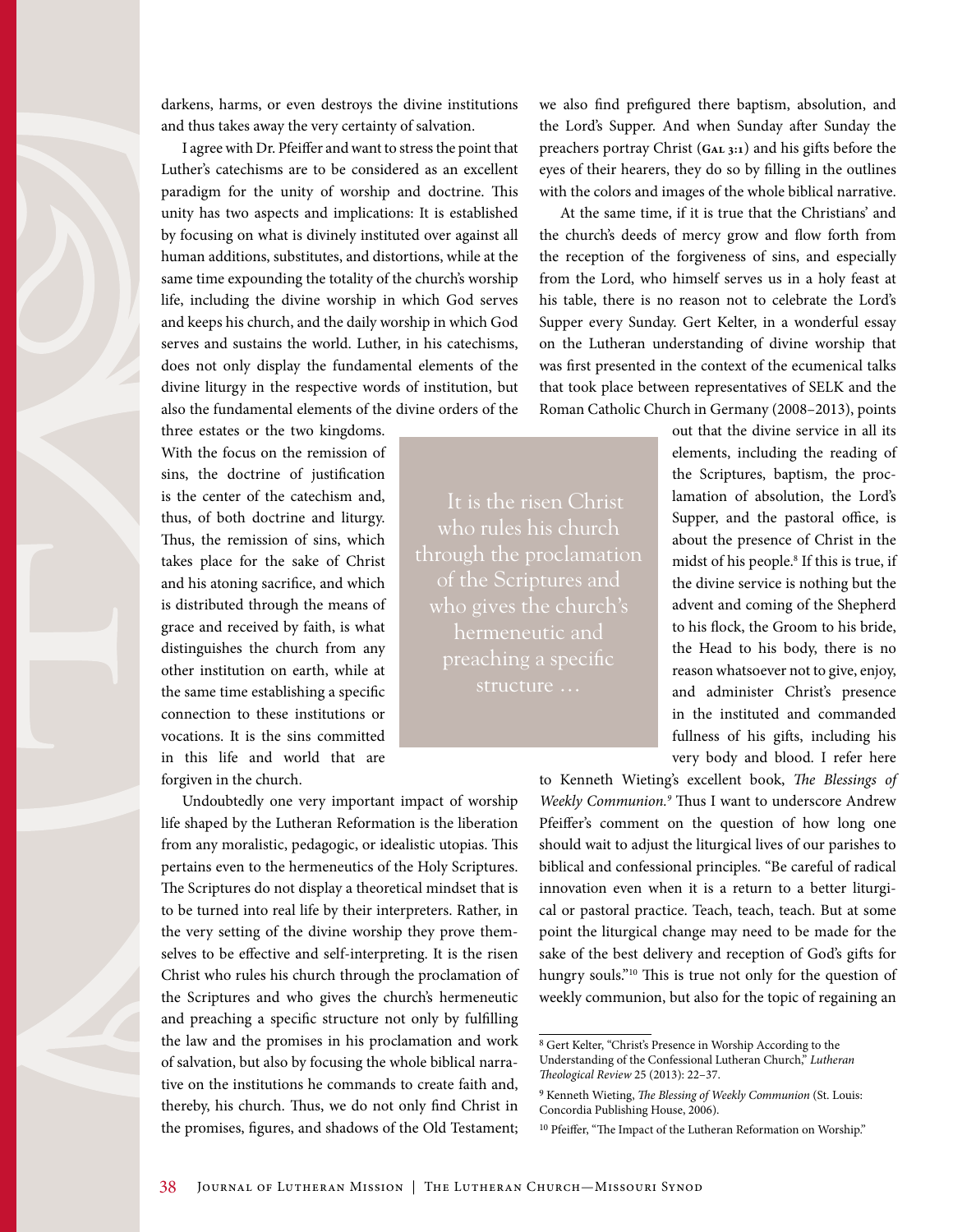darkens, harms, or even destroys the divine institutions and thus takes away the very certainty of salvation.

I agree with Dr. Pfeiffer and want to stress the point that Luther's catechisms are to be considered as an excellent paradigm for the unity of worship and doctrine. This unity has two aspects and implications: It is established by focusing on what is divinely instituted over against all human additions, substitutes, and distortions, while at the same time expounding the totality of the church's worship life, including the divine worship in which God serves and keeps his church, and the daily worship in which God serves and sustains the world. Luther, in his catechisms, does not only display the fundamental elements of the divine liturgy in the respective words of institution, but also the fundamental elements of the divine orders of the three estates or the two kingdoms. With the focus on the remission of sins, the doctrine of justification is the center of the catechism and, thus, of both doctrine and liturgy. Thus, the remission of sins, which takes place for the sake of Christ and his atoning sacrifice, and which is distributed through the means of grace and received by faith, is what distinguishes the church from any other institution on earth, while at the same time establishing a specific connection to these institutions or vocations. It is the sins committed in this life and world that are forgiven in the church.

> It is the risen Christ who rules his church through the proclamation of the Scriptures and who gives the church's hermeneutic and preaching a specific structure …

Undoubtedly one very important impact of worship life shaped by the Lutheran Reformation is the liberation from any moralistic, pedagogic, or idealistic utopias. This pertains even to the hermeneutics of the Holy Scriptures. The Scriptures do not display a theoretical mindset that is to be turned into real life by their interpreters. Rather, in the very setting of the divine worship they prove themselves to be effective and self-interpreting. It is the risen Christ who rules his church through the proclamation of the Scriptures and who gives the church's hermeneutic and preaching a specific structure not only by fulfilling the law and the promises in his proclamation and work of salvation, but also by focusing the whole biblical narrative on the institutions he commands to create faith and, thereby, his church. Thus, we do not only find Christ in the promises, figures, and shadows of the Old Testament; we also find prefigured there baptism, absolution, and the Lord's Supper. And when Sunday after Sunday the preachers portray Christ (Gal 3:1) and his gifts before the eyes of their hearers, they do so by filling in the outlines with the colors and images of the whole biblical narrative.

At the same time, if it is true that the Christians' and the church's deeds of mercy grow and flow forth from the reception of the forgiveness of sins, and especially from the Lord, who himself serves us in a holy feast at his table, there is no reason not to celebrate the Lord's Supper every Sunday. Gert Kelter, in a wonderful essay on the Lutheran understanding of divine worship that was first presented in the context of the ecumenical talks that took place between representatives of SELK and the Roman Catholic Church in Germany (2008–2013), points out that the divine service in all its elements, including the reading of the Scriptures, baptism, the proclamation of absolution, the Lord's Supper, and the pastoral office, is about the presence of Christ in the midst of his people.[8] If this is true, if the divine service is nothing but the advent and coming of the Shepherd to his flock, the Groom to his bride, the Head to his body, there is no reason whatsoever not to give, enjoy, and administer Christ's presence in the instituted and commanded fullness of his gifts, including his very body and blood. I refer here to Kenneth Wieting's excellent book, *The Blessings of Weekly Communion.*[9] Thus I want to underscore Andrew Pfeiffer's comment on the question of how long one should wait to adjust the liturgical lives of our parishes to biblical and confessional principles. "Be careful of radical innovation even when it is a return to a better liturgical or pastoral practice. Teach, teach, teach. But at some point the liturgical change may need to be made for the sake of the best delivery and reception of God's gifts for hungry souls."[10] This is true not only for the question of weekly communion, but also for the topic of regaining an

---

[8] Gert Kelter, "Christ's Presence in Worship According to the Understanding of the Confessional Lutheran Church," *Lutheran Theological Review* 25 (2013): 22–37.

[9] Kenneth Wieting, *The Blessing of Weekly Communion* (St. Louis: Concordia Publishing House, 2006).

[10] Pfeiffer, "The Impact of the Lutheran Reformation on Worship."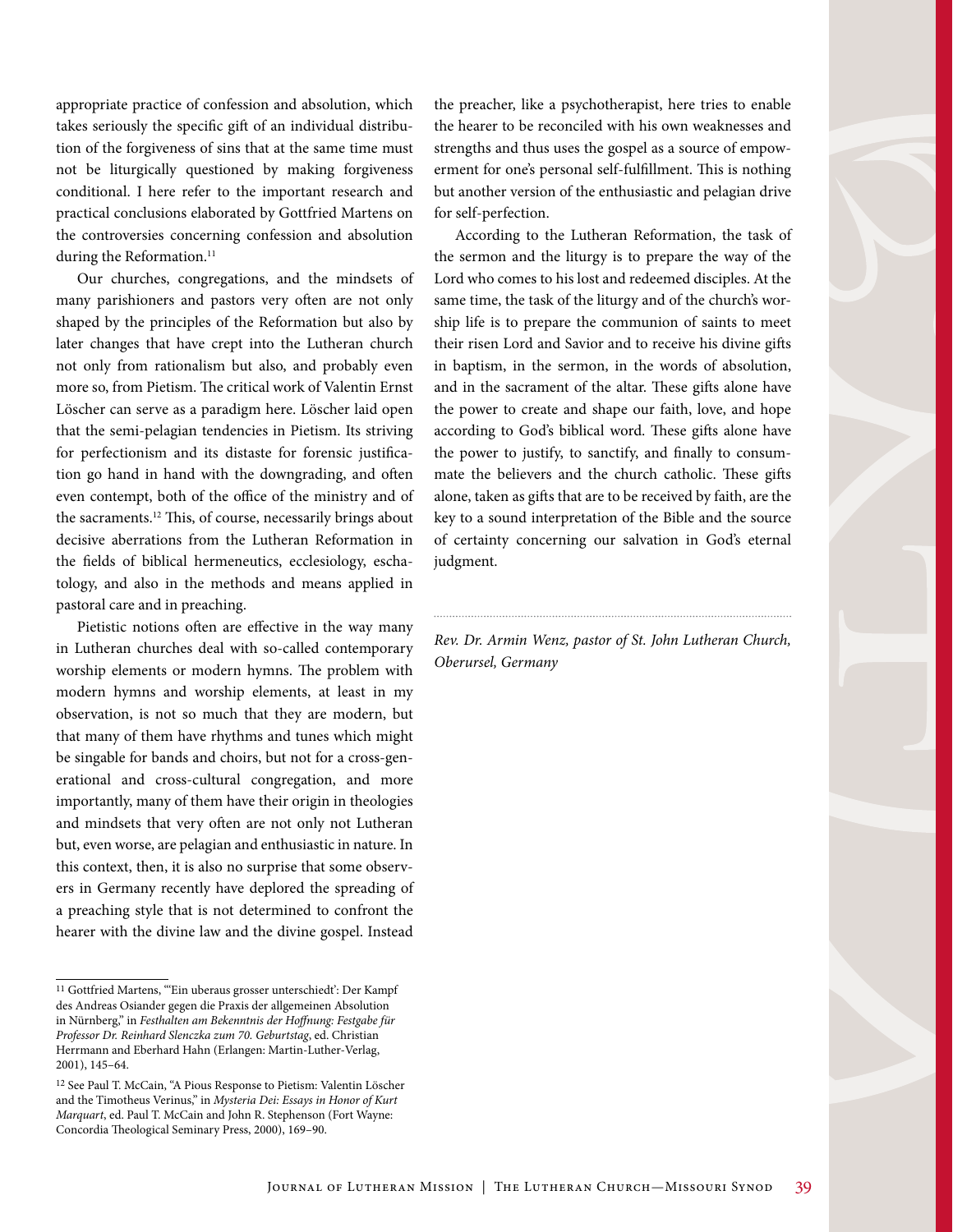appropriate practice of confession and absolution, which takes seriously the specific gift of an individual distribution of the forgiveness of sins that at the same time must not be liturgically questioned by making forgiveness conditional. I here refer to the important research and practical conclusions elaborated by Gottfried Martens on the controversies concerning confession and absolution during the Reformation.[11]

Our churches, congregations, and the mindsets of many parishioners and pastors very often are not only shaped by the principles of the Reformation but also by later changes that have crept into the Lutheran church not only from rationalism but also, and probably even more so, from Pietism. The critical work of Valentin Ernst Löscher can serve as a paradigm here. Löscher laid open that the semi-pelagian tendencies in Pietism. Its striving for perfectionism and its distaste for forensic justification go hand in hand with the downgrading, and often even contempt, both of the office of the ministry and of the sacraments.[12] This, of course, necessarily brings about decisive aberrations from the Lutheran Reformation in the fields of biblical hermeneutics, ecclesiology, eschatology, and also in the methods and means applied in pastoral care and in preaching.

Pietistic notions often are effective in the way many in Lutheran churches deal with so-called contemporary worship elements or modern hymns. The problem with modern hymns and worship elements, at least in my observation, is not so much that they are modern, but that many of them have rhythms and tunes which might be singable for bands and choirs, but not for a cross-generational and cross-cultural congregation, and more importantly, many of them have their origin in theologies and mindsets that very often are not only not Lutheran but, even worse, are pelagian and enthusiastic in nature. In this context, then, it is also no surprise that some observers in Germany recently have deplored the spreading of a preaching style that is not determined to confront the hearer with the divine law and the divine gospel. Instead the preacher, like a psychotherapist, here tries to enable the hearer to be reconciled with his own weaknesses and strengths and thus uses the gospel as a source of empowerment for one's personal self-fulfillment. This is nothing but another version of the enthusiastic and pelagian drive for self-perfection.

According to the Lutheran Reformation, the task of the sermon and the liturgy is to prepare the way of the Lord who comes to his lost and redeemed disciples. At the same time, the task of the liturgy and of the church's worship life is to prepare the communion of saints to meet their risen Lord and Savior and to receive his divine gifts in baptism, in the sermon, in the words of absolution, and in the sacrament of the altar. These gifts alone have the power to create and shape our faith, love, and hope according to God's biblical word. These gifts alone have the power to justify, to sanctify, and finally to consummate the believers and the church catholic. These gifts alone, taken as gifts that are to be received by faith, are the key to a sound interpretation of the Bible and the source of certainty concerning our salvation in God's eternal judgment.

---

*Rev. Dr. Armin Wenz, pastor of St. John Lutheran Church, Oberursel, Germany*

---

[11] Gottfried Martens, "'Ein uberaus grosser unterschiedt': Der Kampf des Andreas Osiander gegen die Praxis der allgemeinen Absolution in Nürnberg," in *Festhalten am Bekenntnis der Hoffnung: Festgabe für Professor Dr. Reinhard Slenczka zum 70. Geburtstag*, ed. Christian Herrmann and Eberhard Hahn (Erlangen: Martin-Luther-Verlag, 2001), 145–64.

[12] See Paul T. McCain, "A Pious Response to Pietism: Valentin Löscher and the Timotheus Verinus," in *Mysteria Dei: Essays in Honor of Kurt Marquart*, ed. Paul T. McCain and John R. Stephenson (Fort Wayne: Concordia Theological Seminary Press, 2000), 169–90.